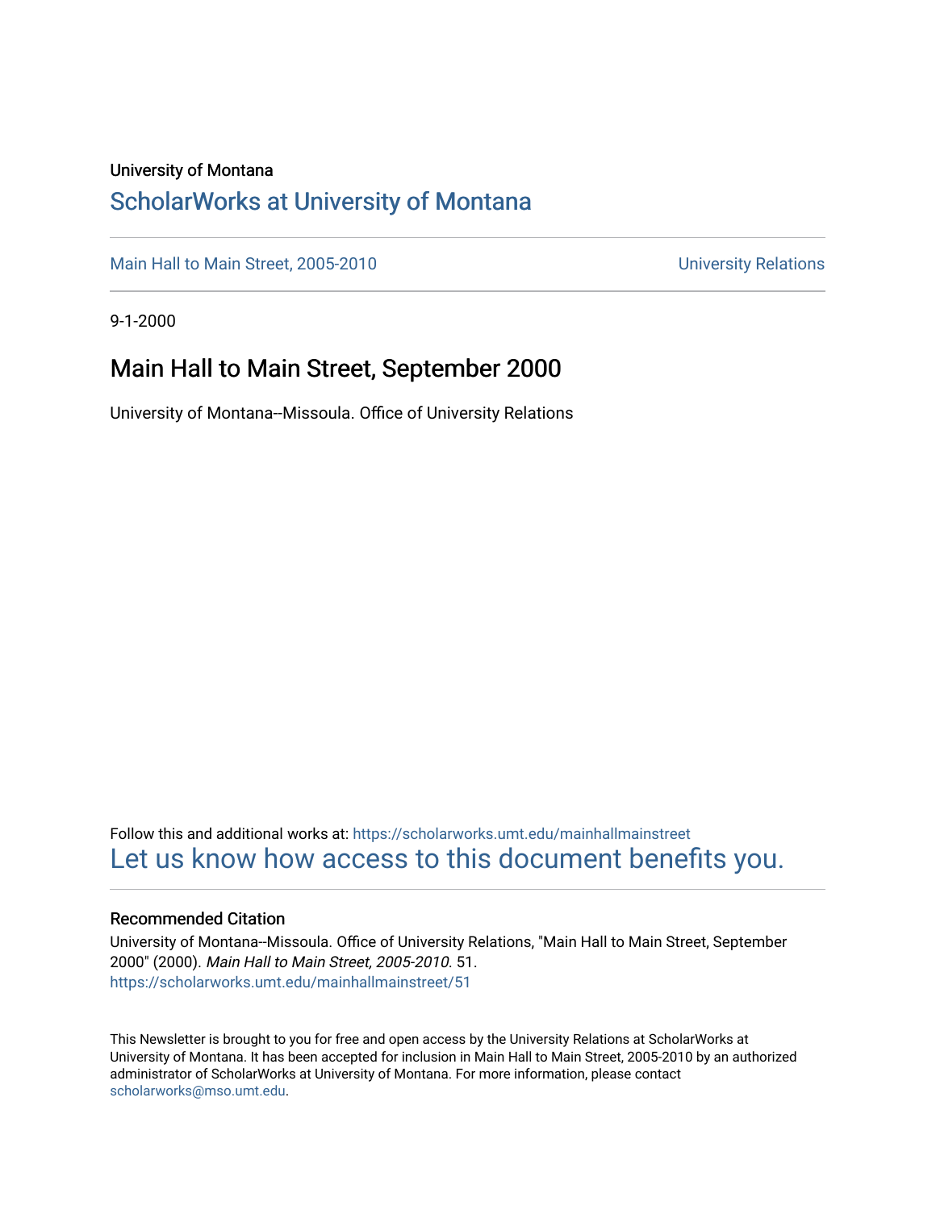University of Montana

# ScholarWorks at University of Montana

Main Hall to Main Street, 2005-2010 | University Relations

9-1-2000

## Main Hall to Main Street, September 2000

University of Montana--Missoula. Office of University Relations

Follow this and additional works at: https://scholarworks.umt.edu/mainhallmainstreet

Let us know how access to this document benefits you.

### Recommended Citation

University of Montana--Missoula. Office of University Relations, "Main Hall to Main Street, September 2000" (2000). *Main Hall to Main Street, 2005-2010*. 51.
https://scholarworks.umt.edu/mainhallmainstreet/51

This Newsletter is brought to you for free and open access by the University Relations at ScholarWorks at University of Montana. It has been accepted for inclusion in Main Hall to Main Street, 2005-2010 by an authorized administrator of ScholarWorks at University of Montana. For more information, please contact scholarworks@mso.umt.edu.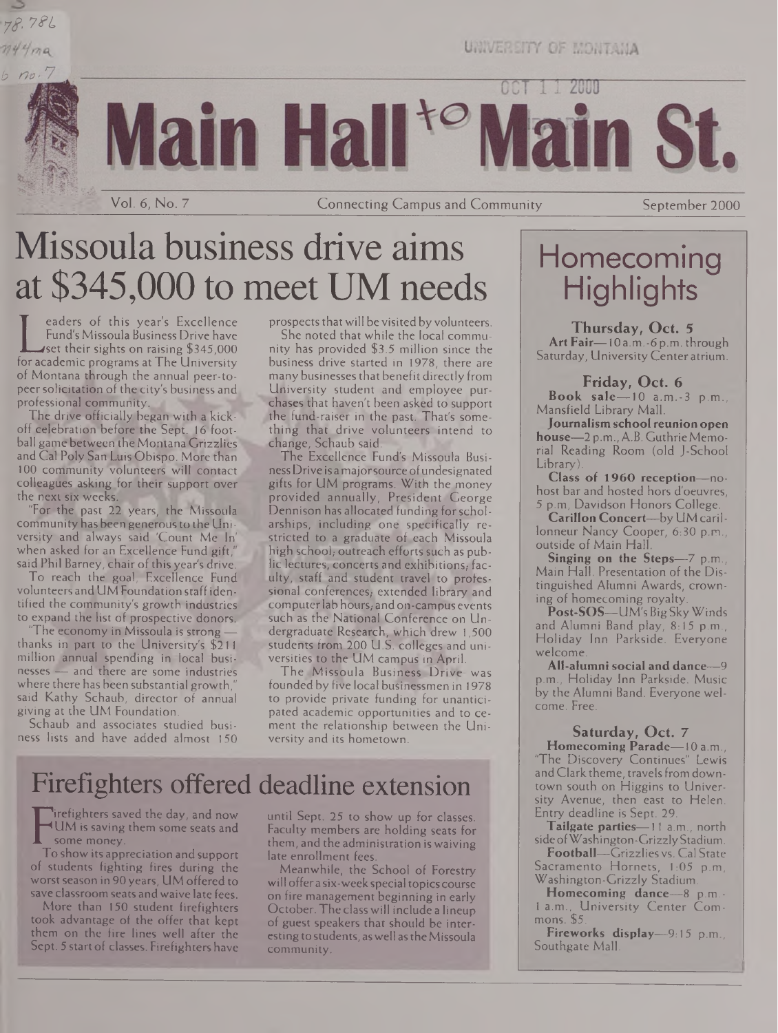# Main Hall to Main St.

Vol. 6, No. 7 — Connecting Campus and Community — September 2000

## Missoula business drive aims at $345,000 to meet UM needs

Leaders of this year's Excellence Fund's Missoula Business Drive have set their sights on raising $345,000 for academic programs at The University of Montana through the annual peer-to-peer solicitation of the city's business and professional community.

The drive officially began with a kickoff celebration before the Sept. 16 football game between the Montana Grizzlies and Cal Poly San Luis Obispo. More than 100 community volunteers will contact colleagues asking for their support over the next six weeks.

"For the past 22 years, the Missoula community has been generous to the University and always said 'Count Me In' when asked for an Excellence Fund gift," said Phil Barney, chair of this year's drive.

To reach the goal, Excellence Fund volunteers and UM Foundation staff identified the community's growth industries to expand the list of prospective donors.

"The economy in Missoula is strong — thanks in part to the University's $211 million annual spending in local businesses — and there are some industries where there has been substantial growth," said Kathy Schaub, director of annual giving at the UM Foundation.

Schaub and associates studied business lists and have added almost 150 prospects that will be visited by volunteers.

She noted that while the local community has provided $3.5 million since the business drive started in 1978, there are many businesses that benefit directly from University student and employee purchases that haven't been asked to support the fund-raiser in the past. That's something that drive volunteers intend to change, Schaub said.

The Excellence Fund's Missoula Business Drive is a major source of undesignated gifts for UM programs. With the money provided annually, President George Dennison has allocated funding for scholarships, including one specifically restricted to a graduate of each Missoula high school; outreach efforts such as public lectures, concerts and exhibitions; faculty, staff and student travel to professional conferences; extended library and computer lab hours; and on-campus events such as the National Conference on Undergraduate Research, which drew 1,500 students from 200 U.S. colleges and universities to the UM campus in April.

The Missoula Business Drive was founded by five local businessmen in 1978 to provide private funding for unanticipated academic opportunities and to cement the relationship between the University and its hometown.

## Firefighters offered deadline extension

Firefighters saved the day, and now UM is saving them some seats and some money.

To show its appreciation and support of students fighting fires during the worst season in 90 years, UM offered to save classroom seats and waive late fees.

More than 150 student firefighters took advantage of the offer that kept them on the fire lines well after the Sept. 5 start of classes. Firefighters have until Sept. 25 to show up for classes. Faculty members are holding seats for them, and the administration is waiving late enrollment fees.

Meanwhile, the School of Forestry will offer a six-week special topics course on fire management beginning in early October. The class will include a lineup of guest speakers that should be interesting to students, as well as the Missoula community.

## Homecoming Highlights

### Thursday, Oct. 5

**Art Fair**—10 a.m.-6 p.m. through Saturday, University Center atrium.

### Friday, Oct. 6

**Book sale**—10 a.m.-3 p.m., Mansfield Library Mall.

**Journalism school reunion open house**—2 p.m., A.B. Guthrie Memorial Reading Room (old J-School Library).

**Class of 1960 reception**—no-host bar and hosted hors d'oeuvres, 5 p.m., Davidson Honors College.

**Carillon Concert**—by UM carillonneur Nancy Cooper, 6:30 p.m., outside of Main Hall.

**Singing on the Steps**—7 p.m., Main Hall. Presentation of the Distinguished Alumni Awards, crowning of homecoming royalty.

**Post-SOS**—UM's Big Sky Winds and Alumni Band play, 8:15 p.m., Holiday Inn Parkside. Everyone welcome.

**All-alumni social and dance**—9 p.m., Holiday Inn Parkside. Music by the Alumni Band. Everyone welcome. Free.

### Saturday, Oct. 7

**Homecoming Parade**—10 a.m., "The Discovery Continues" Lewis and Clark theme, travels from downtown south on Higgins to University Avenue, then east to Helen. Entry deadline is Sept. 29.

**Tailgate parties**—11 a.m., north side of Washington-Grizzly Stadium.

**Football**—Grizzlies vs. Cal State Sacramento Hornets, 1:05 p.m., Washington-Grizzly Stadium.

**Homecoming dance**—8 p.m.-1 a.m., University Center Commons. $5.

**Fireworks display**—9:15 p.m., Southgate Mall.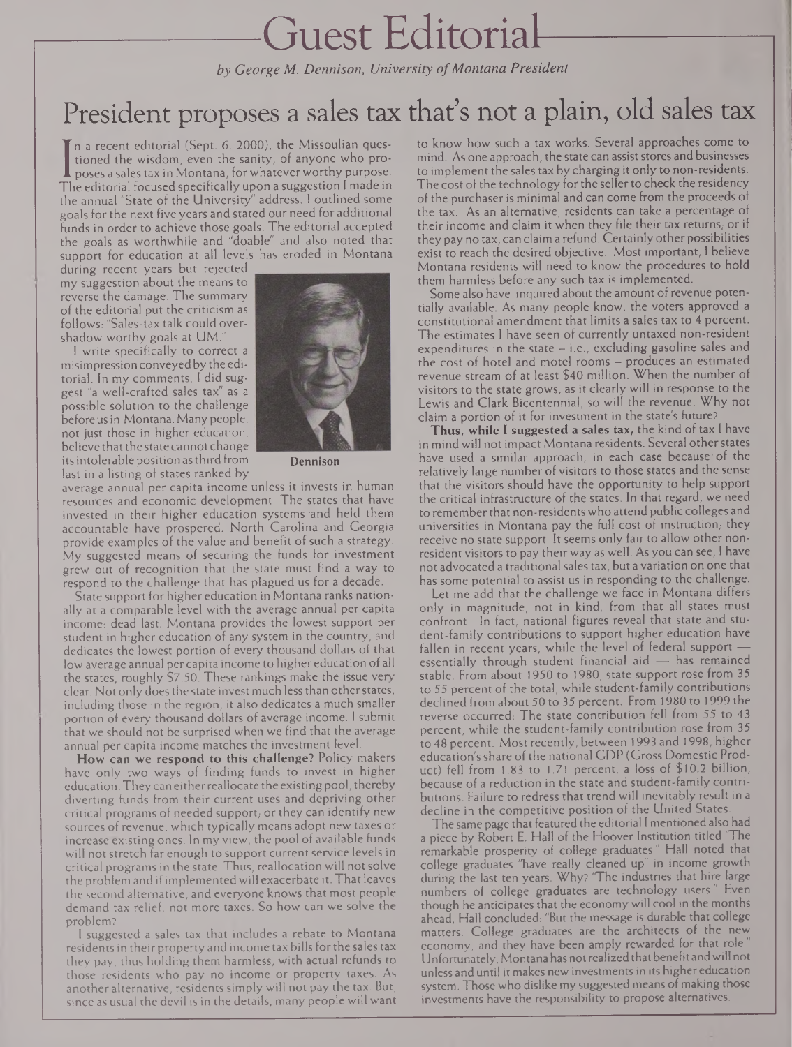# Guest Editorial

*by George M. Dennison, University of Montana President*

## President proposes a sales tax that's not a plain, old sales tax

In a recent editorial (Sept. 6, 2000), the Missoulian questioned the wisdom, even the sanity, of anyone who proposes a sales tax in Montana, for whatever worthy purpose. The editorial focused specifically upon a suggestion I made in the annual "State of the University" address. I outlined some goals for the next five years and stated our need for additional funds in order to achieve those goals. The editorial accepted the goals as worthwhile and "doable" and also noted that support for education at all levels has eroded in Montana during recent years but rejected my suggestion about the means to reverse the damage. The summary of the editorial put the criticism as follows: "Sales-tax talk could overshadow worthy goals at UM."

Dennison

I write specifically to correct a misimpression conveyed by the editorial. In my comments, I did suggest "a well-crafted sales tax" as a possible solution to the challenge before us in Montana. Many people, not just those in higher education, believe that the state cannot change its intolerable position as third from last in a listing of states ranked by average annual per capita income unless it invests in human resources and economic development. The states that have invested in their higher education systems and held them accountable have prospered. North Carolina and Georgia provide examples of the value and benefit of such a strategy. My suggested means of securing the funds for investment grew out of recognition that the state must find a way to respond to the challenge that has plagued us for a decade.

State support for higher education in Montana ranks nationally at a comparable level with the average annual per capita income: dead last. Montana provides the lowest support per student in higher education of any system in the country, and dedicates the lowest portion of every thousand dollars of that low average annual per capita income to higher education of all the states, roughly $7.50. These rankings make the issue very clear. Not only does the state invest much less than other states, including those in the region, it also dedicates a much smaller portion of every thousand dollars of average income. I submit that we should not be surprised when we find that the average annual per capita income matches the investment level.

**How can we respond to this challenge?** Policy makers have only two ways of finding funds to invest in higher education. They can either reallocate the existing pool, thereby diverting funds from their current uses and depriving other critical programs of needed support; or they can identify new sources of revenue, which typically means adopt new taxes or increase existing ones. In my view, the pool of available funds will not stretch far enough to support current service levels in critical programs in the state. Thus, reallocation will not solve the problem and if implemented will exacerbate it. That leaves the second alternative, and everyone knows that most people demand tax relief, not more taxes. So how can we solve the problem?

I suggested a sales tax that includes a rebate to Montana residents in their property and income tax bills for the sales tax they pay, thus holding them harmless, with actual refunds to those residents who pay no income or property taxes. As another alternative, residents simply will not pay the tax. But, since as usual the devil is in the details, many people will want to know how such a tax works. Several approaches come to mind. As one approach, the state can assist stores and businesses to implement the sales tax by charging it only to non-residents. The cost of the technology for the seller to check the residency of the purchaser is minimal and can come from the proceeds of the tax. As an alternative, residents can take a percentage of their income and claim it when they file their tax returns; or if they pay no tax, can claim a refund. Certainly other possibilities exist to reach the desired objective. Most important, I believe Montana residents will need to know the procedures to hold them harmless before any such tax is implemented.

Some also have inquired about the amount of revenue potentially available. As many people know, the voters approved a constitutional amendment that limits a sales tax to 4 percent. The estimates I have seen of currently untaxed non-resident expenditures in the state – i.e., excluding gasoline sales and the cost of hotel and motel rooms – produces an estimated revenue stream of at least $40 million. When the number of visitors to the state grows, as it clearly will in response to the Lewis and Clark Bicentennial, so will the revenue. Why not claim a portion of it for investment in the state's future?

**Thus, while I suggested a sales tax,** the kind of tax I have in mind will not impact Montana residents. Several other states have used a similar approach, in each case because of the relatively large number of visitors to those states and the sense that the visitors should have the opportunity to help support the critical infrastructure of the states. In that regard, we need to remember that non-residents who attend public colleges and universities in Montana pay the full cost of instruction; they receive no state support. It seems only fair to allow other non-resident visitors to pay their way as well. As you can see, I have not advocated a traditional sales tax, but a variation on one that has some potential to assist us in responding to the challenge.

Let me add that the challenge we face in Montana differs only in magnitude, not in kind, from that all states must confront. In fact, national figures reveal that state and student-family contributions to support higher education have fallen in recent years, while the level of federal support — essentially through student financial aid — has remained stable. From about 1950 to 1980, state support rose from 35 to 55 percent of the total, while student-family contributions declined from about 50 to 35 percent. From 1980 to 1999 the reverse occurred: The state contribution fell from 55 to 43 percent, while the student-family contribution rose from 35 to 48 percent. Most recently, between 1993 and 1998, higher education's share of the national GDP (Gross Domestic Product) fell from 1.83 to 1.71 percent, a loss of $10.2 billion, because of a reduction in the state and student-family contributions. Failure to redress that trend will inevitably result in a decline in the competitive position of the United States.

The same page that featured the editorial I mentioned also had a piece by Robert E. Hall of the Hoover Institution titled "The remarkable prosperity of college graduates." Hall noted that college graduates "have really cleaned up" in income growth during the last ten years. Why? "The industries that hire large numbers of college graduates are technology users." Even though he anticipates that the economy will cool in the months ahead, Hall concluded: "But the message is durable that college matters. College graduates are the architects of the new economy, and they have been amply rewarded for that role." Unfortunately, Montana has not realized that benefit and will not unless and until it makes new investments in its higher education system. Those who dislike my suggested means of making those investments have the responsibility to propose alternatives.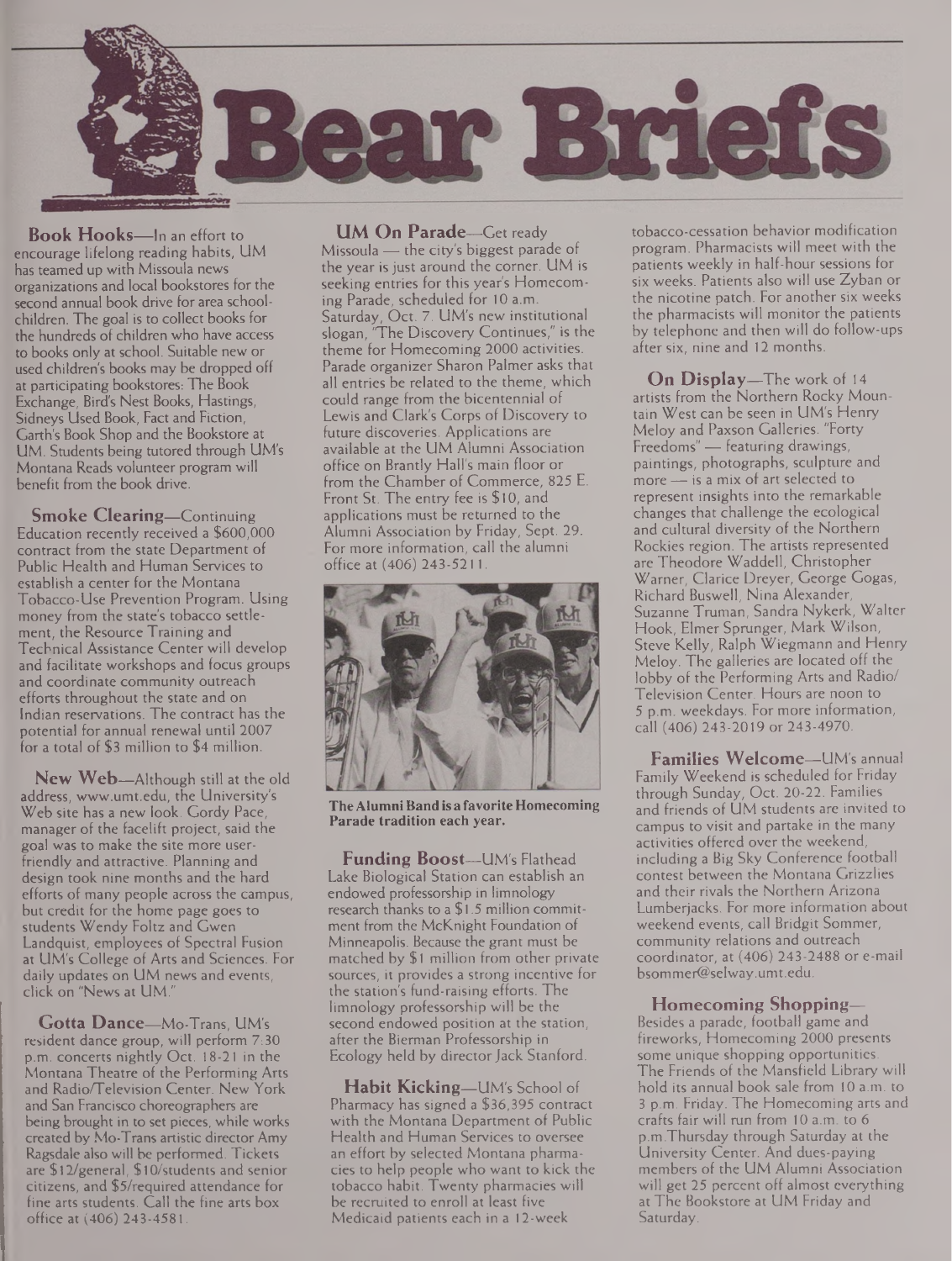# Bear Briefs

**Book Hooks**—In an effort to encourage lifelong reading habits, UM has teamed up with Missoula news organizations and local bookstores for the second annual book drive for area schoolchildren. The goal is to collect books for the hundreds of children who have access to books only at school. Suitable new or used children's books may be dropped off at participating bookstores: The Book Exchange, Bird's Nest Books, Hastings, Sidneys Used Book, Fact and Fiction, Garth's Book Shop and the Bookstore at UM. Students being tutored through UM's Montana Reads volunteer program will benefit from the book drive.

**Smoke Clearing**—Continuing Education recently received a $600,000 contract from the state Department of Public Health and Human Services to establish a center for the Montana Tobacco-Use Prevention Program. Using money from the state's tobacco settlement, the Resource Training and Technical Assistance Center will develop and facilitate workshops and focus groups and coordinate community outreach efforts throughout the state and on Indian reservations. The contract has the potential for annual renewal until 2007 for a total of $3 million to $4 million.

**New Web**—Although still at the old address, www.umt.edu, the University's Web site has a new look. Gordy Pace, manager of the facelift project, said the goal was to make the site more user-friendly and attractive. Planning and design took nine months and the hard efforts of many people across the campus, but credit for the home page goes to students Wendy Foltz and Gwen Landquist, employees of Spectral Fusion at UM's College of Arts and Sciences. For daily updates on UM news and events, click on "News at UM."

**Gotta Dance**—Mo-Trans, UM's resident dance group, will perform 7:30 p.m. concerts nightly Oct. 18-21 in the Montana Theatre of the Performing Arts and Radio/Television Center. New York and San Francisco choreographers are being brought in to set pieces, while works created by Mo-Trans artistic director Amy Ragsdale also will be performed. Tickets are $12/general, $10/students and senior citizens, and $5/required attendance for fine arts students. Call the fine arts box office at (406) 243-4581.

**UM On Parade**—Get ready Missoula — the city's biggest parade of the year is just around the corner. UM is seeking entries for this year's Homecoming Parade, scheduled for 10 a.m. Saturday, Oct. 7. UM's new institutional slogan, "The Discovery Continues," is the theme for Homecoming 2000 activities. Parade organizer Sharon Palmer asks that all entries be related to the theme, which could range from the bicentennial of Lewis and Clark's Corps of Discovery to future discoveries. Applications are available at the UM Alumni Association office on Brantly Hall's main floor or from the Chamber of Commerce, 825 E. Front St. The entry fee is $10, and applications must be returned to the Alumni Association by Friday, Sept. 29. For more information, call the alumni office at (406) 243-5211.

**The Alumni Band is a favorite Homecoming Parade tradition each year.**

**Funding Boost**—UM's Flathead Lake Biological Station can establish an endowed professorship in limnology research thanks to a $1.5 million commitment from the McKnight Foundation of Minneapolis. Because the grant must be matched by $1 million from other private sources, it provides a strong incentive for the station's fund-raising efforts. The limnology professorship will be the second endowed position at the station, after the Bierman Professorship in Ecology held by director Jack Stanford.

**Habit Kicking**—UM's School of Pharmacy has signed a $36,395 contract with the Montana Department of Public Health and Human Services to oversee an effort by selected Montana pharmacies to help people who want to kick the tobacco habit. Twenty pharmacies will be recruited to enroll at least five Medicaid patients each in a 12-week tobacco-cessation behavior modification program. Pharmacists will meet with the patients weekly in half-hour sessions for six weeks. Patients also will use Zyban or the nicotine patch. For another six weeks the pharmacists will monitor the patients by telephone and then will do follow-ups after six, nine and 12 months.

**On Display**—The work of 14 artists from the Northern Rocky Mountain West can be seen in UM's Henry Meloy and Paxson Galleries. "Forty Freedoms" — featuring drawings, paintings, photographs, sculpture and more — is a mix of art selected to represent insights into the remarkable changes that challenge the ecological and cultural diversity of the Northern Rockies region. The artists represented are Theodore Waddell, Christopher Warner, Clarice Dreyer, George Gogas, Richard Buswell, Nina Alexander, Suzanne Truman, Sandra Nykerk, Walter Hook, Elmer Sprunger, Mark Wilson, Steve Kelly, Ralph Wiegmann and Henry Meloy. The galleries are located off the lobby of the Performing Arts and Radio/Television Center. Hours are noon to 5 p.m. weekdays. For more information, call (406) 243-2019 or 243-4970.

**Families Welcome**—UM's annual Family Weekend is scheduled for Friday through Sunday, Oct. 20-22. Families and friends of UM students are invited to campus to visit and partake in the many activities offered over the weekend, including a Big Sky Conference football contest between the Montana Grizzlies and their rivals the Northern Arizona Lumberjacks. For more information about weekend events, call Bridgit Sommer, community relations and outreach coordinator, at (406) 243-2488 or e-mail bsommer@selway.umt.edu.

**Homecoming Shopping**—Besides a parade, football game and fireworks, Homecoming 2000 presents some unique shopping opportunities. The Friends of the Mansfield Library will hold its annual book sale from 10 a.m. to 3 p.m. Friday. The Homecoming arts and crafts fair will run from 10 a.m. to 6 p.m.Thursday through Saturday at the University Center. And dues-paying members of the UM Alumni Association will get 25 percent off almost everything at The Bookstore at UM Friday and Saturday.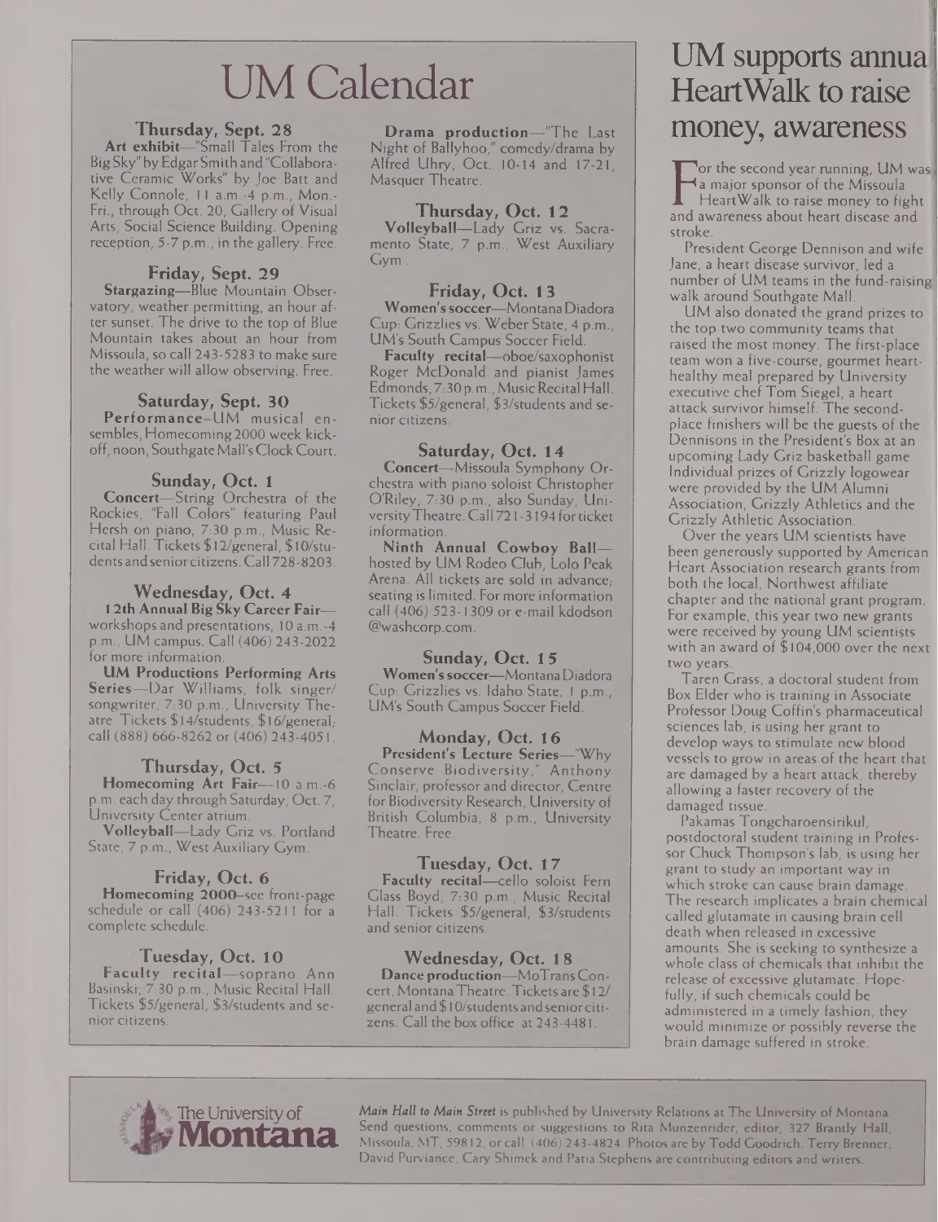# UM Calendar

### Thursday, Sept. 28

**Art exhibit**—"Small Tales From the Big Sky" by Edgar Smith and "Collaborative Ceramic Works" by Joe Batt and Kelly Connole, 11 a.m.-4 p.m., Mon.-Fri., through Oct. 20, Gallery of Visual Arts, Social Science Building. Opening reception, 5-7 p.m., in the gallery. Free.

### Friday, Sept. 29

**Stargazing**—Blue Mountain Observatory, weather permitting, an hour after sunset. The drive to the top of Blue Mountain takes about an hour from Missoula, so call 243-5283 to make sure the weather will allow observing. Free.

### Saturday, Sept. 30

**Performance**–UM musical ensembles, Homecoming 2000 week kick-off, noon, Southgate Mall's Clock Court.

### Sunday, Oct. 1

**Concert**—String Orchestra of the Rockies, "Fall Colors" featuring Paul Hersh on piano, 7:30 p.m., Music Recital Hall. Tickets $12/general, $10/students and senior citizens. Call 728-8203.

### Wednesday, Oct. 4

**12th Annual Big Sky Career Fair**—workshops and presentations, 10 a.m.-4 p.m., UM campus. Call (406) 243-2022 for more information.

**UM Productions Performing Arts Series**—Dar Williams, folk singer/songwriter, 7:30 p.m., University Theatre. Tickets $14/students, $16/general; call (888) 666-8262 or (406) 243-4051.

### Thursday, Oct. 5

**Homecoming Art Fair**—10 a.m.-6 p.m. each day through Saturday, Oct. 7, University Center atrium.

**Volleyball**—Lady Griz vs. Portland State, 7 p.m., West Auxiliary Gym.

### Friday, Oct. 6

**Homecoming 2000**–see front-page schedule or call (406) 243-5211 for a complete schedule.

### Tuesday, Oct. 10

**Faculty recital**—soprano Ann Basinski, 7:30 p.m., Music Recital Hall. Tickets $5/general, $3/students and senior citizens.

**Drama production**—"The Last Night of Ballyhoo," comedy/drama by Alfred Uhry, Oct. 10-14 and 17-21, Masquer Theatre.

### Thursday, Oct. 12

**Volleyball**—Lady Griz vs. Sacramento State, 7 p.m., West Auxiliary Gym.

### Friday, Oct. 13

**Women's soccer**—Montana Diadora Cup: Grizzlies vs. Weber State, 4 p.m., UM's South Campus Soccer Field.

**Faculty recital**—oboe/saxophonist Roger McDonald and pianist James Edmonds, 7:30 p.m., Music Recital Hall. Tickets $5/general, $3/students and senior citizens.

### Saturday, Oct. 14

**Concert**—Missoula Symphony Orchestra with piano soloist Christopher O'Riley, 7:30 p.m., also Sunday, University Theatre. Call 721-3194 for ticket information.

**Ninth Annual Cowboy Ball**—hosted by UM Rodeo Club, Lolo Peak Arena. All tickets are sold in advance; seating is limited. For more information call (406) 523-1309 or e-mail kdodson@washcorp.com.

### Sunday, Oct. 15

**Women's soccer**—Montana Diadora Cup: Grizzlies vs. Idaho State, 1 p.m., UM's South Campus Soccer Field.

### Monday, Oct. 16

**President's Lecture Series**—"Why Conserve Biodiversity," Anthony Sinclair, professor and director, Centre for Biodiversity Research, University of British Columbia, 8 p.m., University Theatre. Free.

### Tuesday, Oct. 17

**Faculty recital**—cello soloist Fern Glass Boyd, 7:30 p.m., Music Recital Hall. Tickets $5/general, $3/students and senior citizens.

### Wednesday, Oct. 18

**Dance production**—MoTrans Concert, Montana Theatre. Tickets are $12/general and $10/students and senior citizens. Call the box office at 243-4481.

# UM supports annual HeartWalk to raise money, awareness

For the second year running, UM was a major sponsor of the Missoula HeartWalk to raise money to fight and awareness about heart disease and stroke.

President George Dennison and wife Jane, a heart disease survivor, led a number of UM teams in the fund-raising walk around Southgate Mall.

UM also donated the grand prizes to the top two community teams that raised the most money. The first-place team won a five-course, gourmet heart-healthy meal prepared by University executive chef Tom Siegel, a heart attack survivor himself. The second-place finishers will be the guests of the Dennisons in the President's Box at an upcoming Lady Griz basketball game. Individual prizes of Grizzly logowear were provided by the UM Alumni Association, Grizzly Athletics and the Grizzly Athletic Association.

Over the years UM scientists have been generously supported by American Heart Association research grants from both the local, Northwest affiliate chapter and the national grant program. For example, this year two new grants were received by young UM scientists with an award of $104,000 over the next two years.

Taren Grass, a doctoral student from Box Elder who is training in Associate Professor Doug Coffin's pharmaceutical sciences lab, is using her grant to develop ways to stimulate new blood vessels to grow in areas of the heart that are damaged by a heart attack, thereby allowing a faster recovery of the damaged tissue.

Pakamas Tongcharoensirikul, postdoctoral student training in Professor Chuck Thompson's lab, is using her grant to study an important way in which stroke can cause brain damage. The research implicates a brain chemical called glutamate in causing brain cell death when released in excessive amounts. She is seeking to synthesize a whole class of chemicals that inhibit the release of excessive glutamate. Hopefully, if such chemicals could be administered in a timely fashion, they would minimize or possibly reverse the brain damage suffered in stroke.

The University of Montana

*Main Hall to Main Street* is published by University Relations at The University of Montana. Send questions, comments or suggestions to Rita Munzenrider, editor, 327 Brantly Hall, Missoula, MT, 59812, or call (406) 243-4824. Photos are by Todd Goodrich. Terry Brenner, David Purviance, Cary Shimek and Patia Stephens are contributing editors and writers.